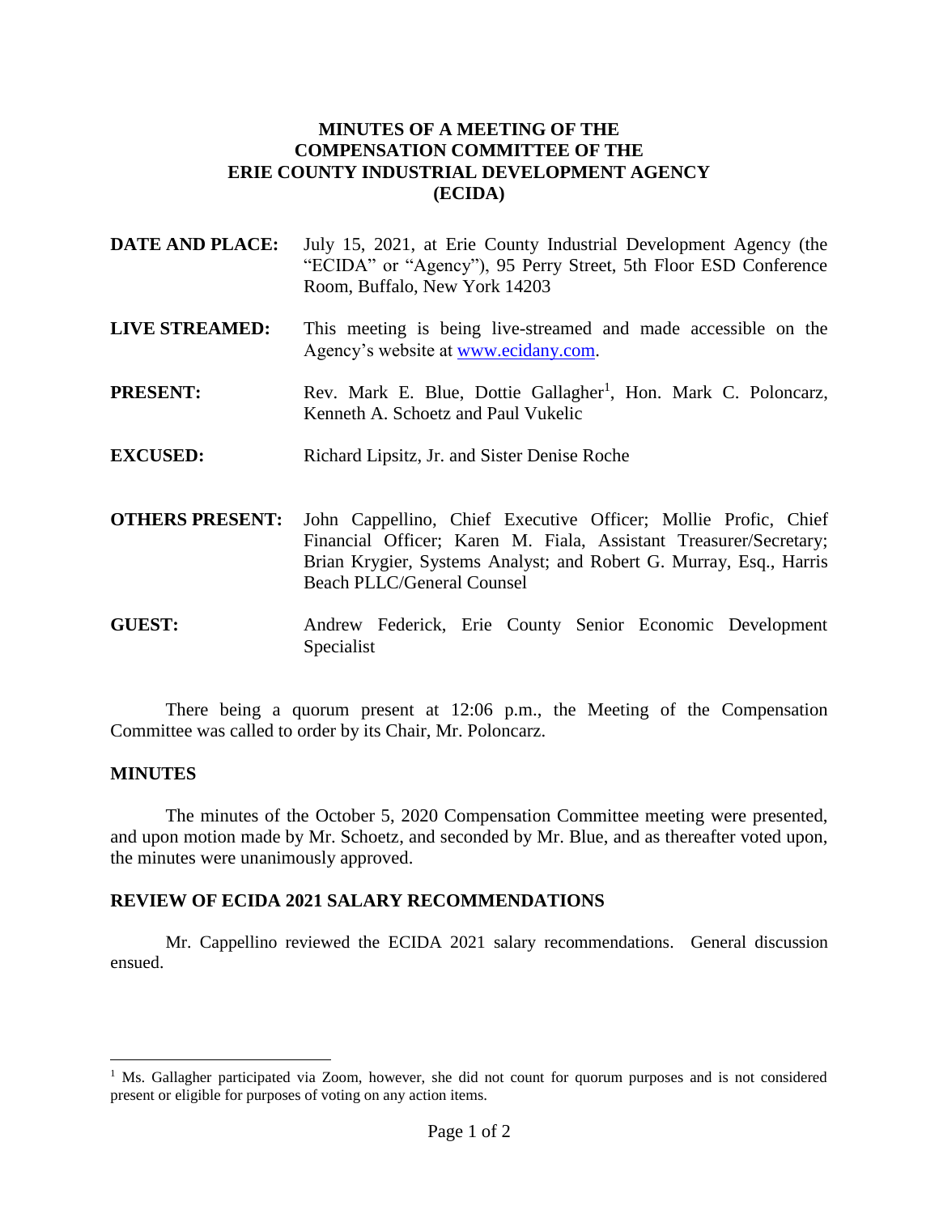# MINUTES OF A MEETING OF THE COMPENSATION COMMITTEE OF THE ERIE COUNTY INDUSTRIAL DEVELOPMENT AGENCY (ECIDA)

**DATE AND PLACE:** July 15, 2021, at Erie County Industrial Development Agency (the "ECIDA" or "Agency"), 95 Perry Street, 5th Floor ESD Conference Room, Buffalo, New York 14203

**LIVE STREAMED:** This meeting is being live-streamed and made accessible on the Agency's website at www.ecidany.com.

**PRESENT:** Rev. Mark E. Blue, Dottie Gallagher[1], Hon. Mark C. Poloncarz, Kenneth A. Schoetz and Paul Vukelic

**EXCUSED:** Richard Lipsitz, Jr. and Sister Denise Roche

**OTHERS PRESENT:** John Cappellino, Chief Executive Officer; Mollie Profic, Chief Financial Officer; Karen M. Fiala, Assistant Treasurer/Secretary; Brian Krygier, Systems Analyst; and Robert G. Murray, Esq., Harris Beach PLLC/General Counsel

**GUEST:** Andrew Federick, Erie County Senior Economic Development Specialist

There being a quorum present at 12:06 p.m., the Meeting of the Compensation Committee was called to order by its Chair, Mr. Poloncarz.

## MINUTES

The minutes of the October 5, 2020 Compensation Committee meeting were presented, and upon motion made by Mr. Schoetz, and seconded by Mr. Blue, and as thereafter voted upon, the minutes were unanimously approved.

## REVIEW OF ECIDA 2021 SALARY RECOMMENDATIONS

Mr. Cappellino reviewed the ECIDA 2021 salary recommendations. General discussion ensued.

---

[1] Ms. Gallagher participated via Zoom, however, she did not count for quorum purposes and is not considered present or eligible for purposes of voting on any action items.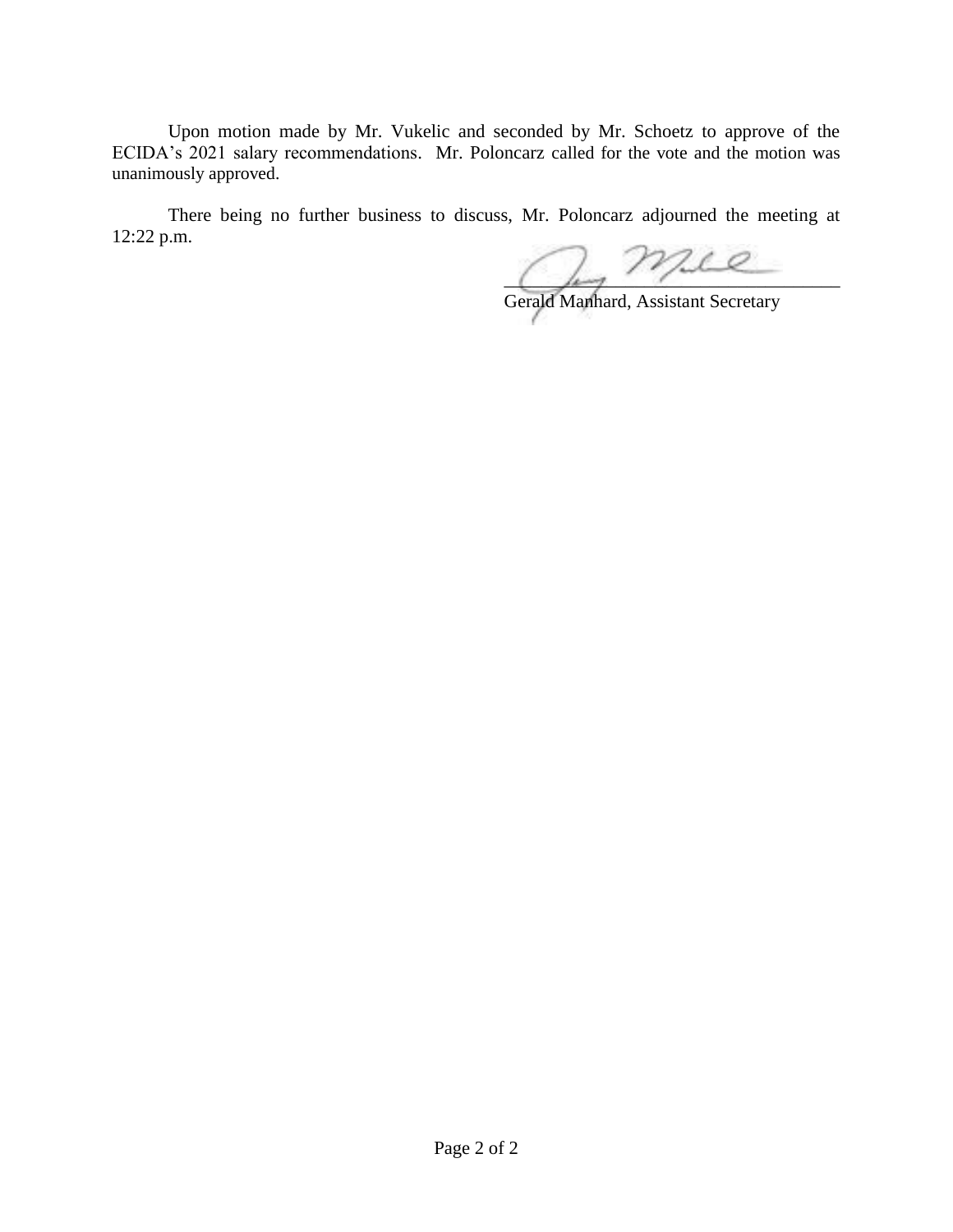Upon motion made by Mr. Vukelic and seconded by Mr. Schoetz to approve of the ECIDA's 2021 salary recommendations. Mr. Poloncarz called for the vote and the motion was unanimously approved.

There being no further business to discuss, Mr. Poloncarz adjourned the meeting at 12:22 p.m.

Gerald Manhard, Assistant Secretary